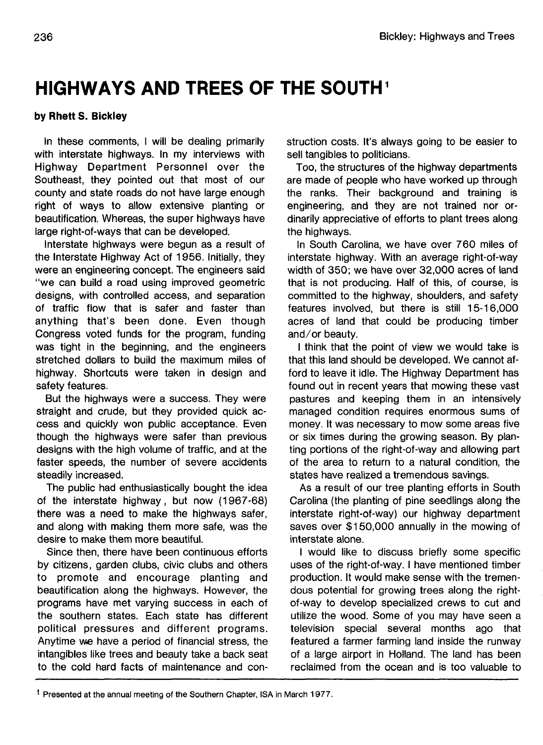# HIGHWAYS AND TREES OF THE SOUTH[1]

**by Rhett S. Bickley**

In these comments, I will be dealing primarily with interstate highways. In my interviews with Highway Department Personnel over the Southeast, they pointed out that most of our county and state roads do not have large enough right of ways to allow extensive planting or beautification. Whereas, the super highways have large right-of-ways that can be developed.

Interstate highways were begun as a result of the Interstate Highway Act of 1956. Initially, they were an engineering concept. The engineers said "we can build a road using improved geometric designs, with controlled access, and separation of traffic flow that is safer and faster than anything that's been done. Even though Congress voted funds for the program, funding was tight in the beginning, and the engineers stretched dollars to build the maximum miles of highway. Shortcuts were taken in design and safety features.

But the highways were a success. They were straight and crude, but they provided quick access and quickly won public acceptance. Even though the highways were safer than previous designs with the high volume of traffic, and at the faster speeds, the number of severe accidents steadily increased.

The public had enthusiastically bought the idea of the interstate highway, but now (1967-68) there was a need to make the highways safer, and along with making them more safe, was the desire to make them more beautiful.

Since then, there have been continuous efforts by citizens, garden clubs, civic clubs and others to promote and encourage planting and beautification along the highways. However, the programs have met varying success in each of the southern states. Each state has different political pressures and different programs. Anytime we have a period of financial stress, the intangibles like trees and beauty take a back seat to the cold hard facts of maintenance and construction costs. It's always going to be easier to sell tangibles to politicians.

Too, the structures of the highway departments are made of people who have worked up through the ranks. Their background and training is engineering, and they are not trained nor ordinarily appreciative of efforts to plant trees along the highways.

In South Carolina, we have over 760 miles of interstate highway. With an average right-of-way width of 350; we have over 32,000 acres of land that is not producing. Half of this, of course, is committed to the highway, shoulders, and safety features involved, but there is still 15-16,000 acres of land that could be producing timber and/or beauty.

I think that the point of view we would take is that this land should be developed. We cannot afford to leave it idle. The Highway Department has found out in recent years that mowing these vast pastures and keeping them in an intensively managed condition requires enormous sums of money. It was necessary to mow some areas five or six times during the growing season. By planting portions of the right-of-way and allowing part of the area to return to a natural condition, the states have realized a tremendous savings.

As a result of our tree planting efforts in South Carolina (the planting of pine seedlings along the interstate right-of-way) our highway department saves over $150,000 annually in the mowing of interstate alone.

I would like to discuss briefly some specific uses of the right-of-way. I have mentioned timber production. It would make sense with the tremendous potential for growing trees along the right-of-way to develop specialized crews to cut and utilize the wood. Some of you may have seen a television special several months ago that featured a farmer farming land inside the runway of a large airport in Holland. The land has been reclaimed from the ocean and is too valuable to

[1] Presented at the annual meeting of the Southern Chapter, ISA in March 1977.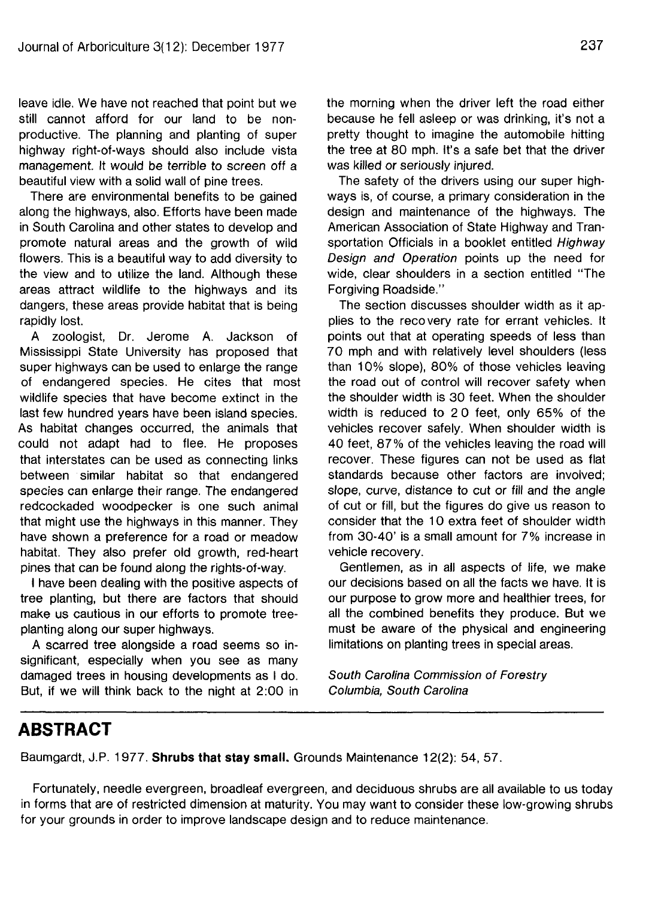leave idle. We have not reached that point but we still cannot afford for our land to be nonproductive. The planning and planting of super highway right-of-ways should also include vista management. It would be terrible to screen off a beautiful view with a solid wall of pine trees.

There are environmental benefits to be gained along the highways, also. Efforts have been made in South Carolina and other states to develop and promote natural areas and the growth of wild flowers. This is a beautiful way to add diversity to the view and to utilize the land. Although these areas attract wildlife to the highways and its dangers, these areas provide habitat that is being rapidly lost.

A zoologist, Dr. Jerome A. Jackson of Mississippi State University has proposed that super highways can be used to enlarge the range of endangered species. He cites that most wildlife species that have become extinct in the last few hundred years have been island species. As habitat changes occurred, the animals that could not adapt had to flee. He proposes that interstates can be used as connecting links between similar habitat so that endangered species can enlarge their range. The endangered redcockaded woodpecker is one such animal that might use the highways in this manner. They have shown a preference for a road or meadow habitat. They also prefer old growth, red-heart pines that can be found along the rights-of-way.

I have been dealing with the positive aspects of tree planting, but there are factors that should make us cautious in our efforts to promote tree-planting along our super highways.

A scarred tree alongside a road seems so insignificant, especially when you see as many damaged trees in housing developments as I do. But, if we will think back to the night at 2:00 in the morning when the driver left the road either because he fell asleep or was drinking, it's not a pretty thought to imagine the automobile hitting the tree at 80 mph. It's a safe bet that the driver was killed or seriously injured.

The safety of the drivers using our super highways is, of course, a primary consideration in the design and maintenance of the highways. The American Association of State Highway and Transportation Officials in a booklet entitled *Highway Design and Operation* points up the need for wide, clear shoulders in a section entitled "The Forgiving Roadside."

The section discusses shoulder width as it applies to the recovery rate for errant vehicles. It points out that at operating speeds of less than 70 mph and with relatively level shoulders (less than 10% slope), 80% of those vehicles leaving the road out of control will recover safety when the shoulder width is 30 feet. When the shoulder width is reduced to 20 feet, only 65% of the vehicles recover safely. When shoulder width is 40 feet, 87% of the vehicles leaving the road will recover. These figures can not be used as flat standards because other factors are involved; slope, curve, distance to cut or fill and the angle of cut or fill, but the figures do give us reason to consider that the 10 extra feet of shoulder width from 30-40' is a small amount for 7% increase in vehicle recovery.

Gentlemen, as in all aspects of life, we make our decisions based on all the facts we have. It is our purpose to grow more and healthier trees, for all the combined benefits they produce. But we must be aware of the physical and engineering limitations on planting trees in special areas.

*South Carolina Commission of Forestry*
*Columbia, South Carolina*

## ABSTRACT

Baumgardt, J.P. 1977. **Shrubs that stay small.** Grounds Maintenance 12(2): 54, 57.

Fortunately, needle evergreen, broadleaf evergreen, and deciduous shrubs are all available to us today in forms that are of restricted dimension at maturity. You may want to consider these low-growing shrubs for your grounds in order to improve landscape design and to reduce maintenance.